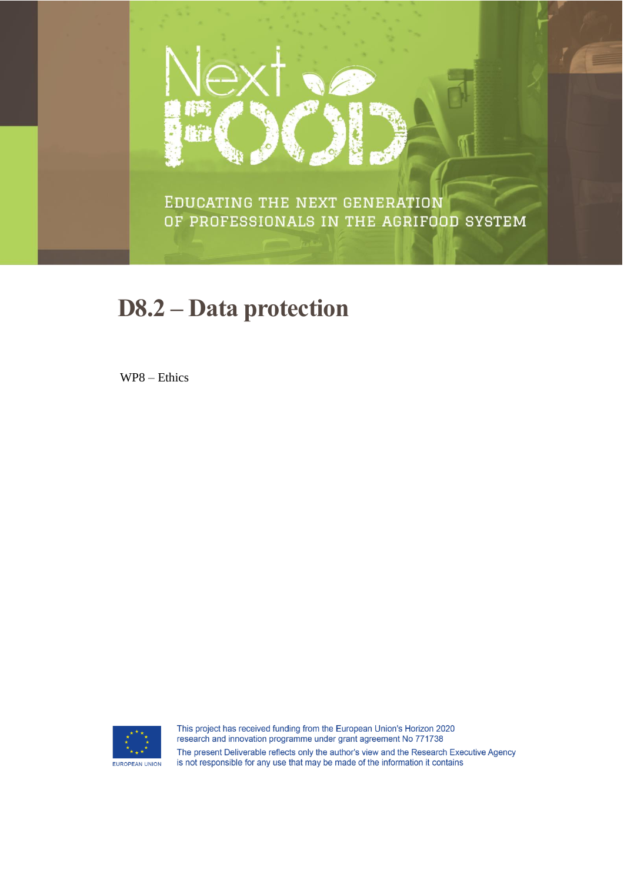Next FOOD

EDUCATING THE NEXT GENERATION OF PROFESSIONALS IN THE AGRIFOOD SYSTEM

# D8.2 – Data protection

WP8 – Ethics

EUROPEAN UNION

This project has received funding from the European Union's Horizon 2020 research and innovation programme under grant agreement No 771738

The present Deliverable reflects only the author's view and the Research Executive Agency is not responsible for any use that may be made of the information it contains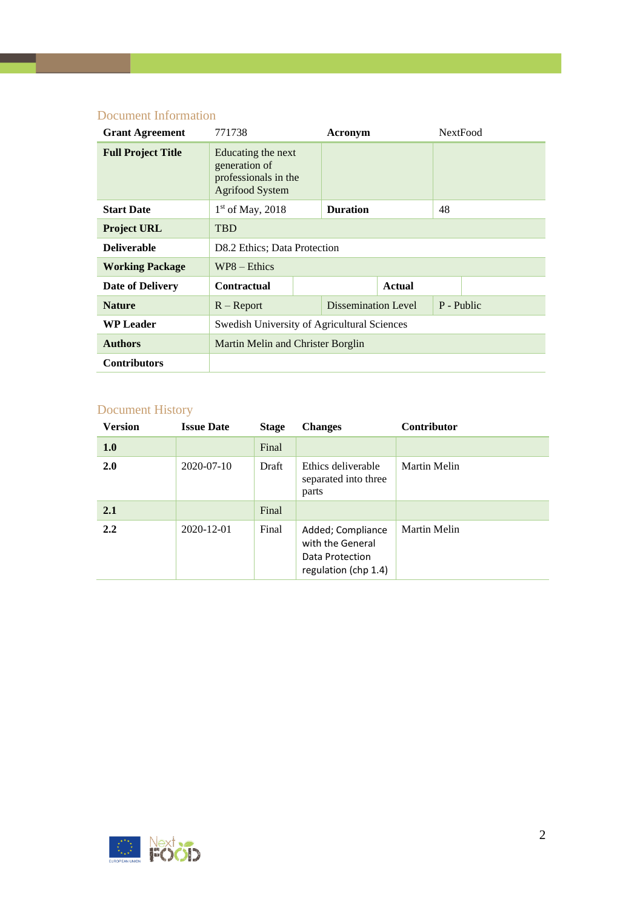## Document Information

| Grant Agreement | 771738 | Acronym | NextFood |
|---|---|---|---|
| **Full Project Title** | Educating the next generation of professionals in the Agrifood System | | |
| **Start Date** | 1st of May, 2018 | **Duration** | 48 |
| **Project URL** | TBD | | |
| **Deliverable** | D8.2 Ethics; Data Protection | | |
| **Working Package** | WP8 – Ethics | | |
| **Date of Delivery** | **Contractual** | | **Actual** |
| **Nature** | R – Report | Dissemination Level | P - Public |
| **WP Leader** | Swedish University of Agricultural Sciences | | |
| **Authors** | Martin Melin and Christer Borglin | | |
| **Contributors** | | | |

## Document History

| Version | Issue Date | Stage | Changes | Contributor |
|---|---|---|---|---|
| **1.0** | | Final | | |
| **2.0** | 2020-07-10 | Draft | Ethics deliverable separated into three parts | Martin Melin |
| **2.1** | | Final | | |
| **2.2** | 2020-12-01 | Final | Added; Compliance with the General Data Protection regulation (chp 1.4) | Martin Melin |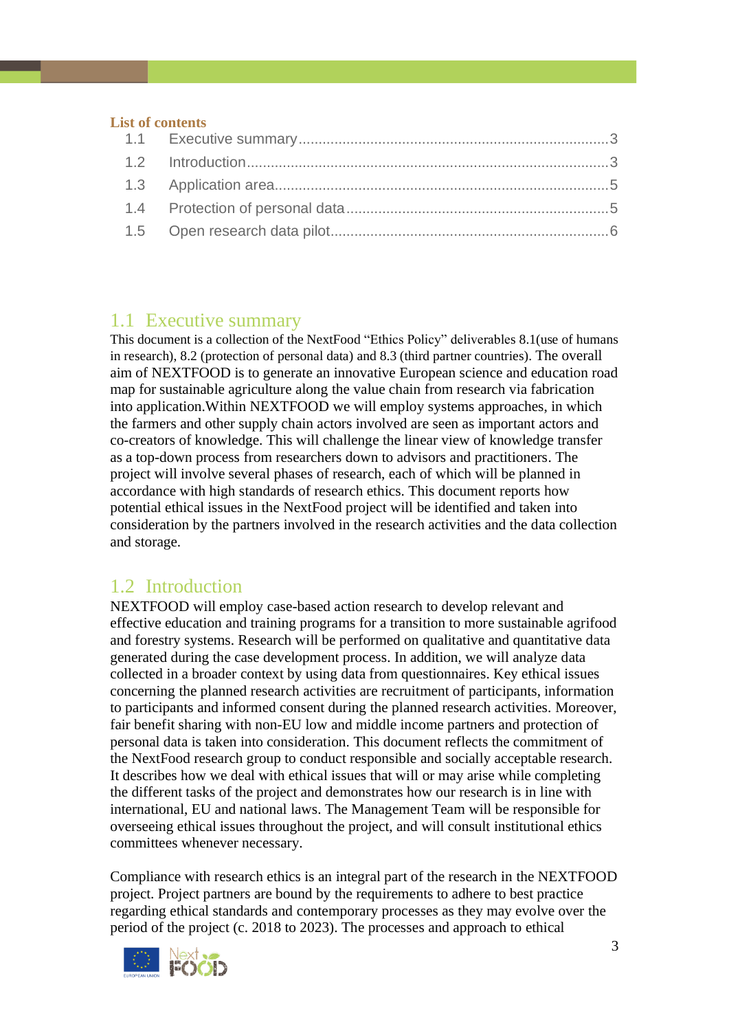**List of contents**

1.1 Executive summary.......................................................................................3

1.2 Introduction.................................................................................................3

1.3 Application area...........................................................................................5

1.4 Protection of personal data..........................................................................5

1.5 Open research data pilot..............................................................................6

## 1.1 Executive summary

This document is a collection of the NextFood “Ethics Policy” deliverables 8.1(use of humans in research), 8.2 (protection of personal data) and 8.3 (third partner countries). The overall aim of NEXTFOOD is to generate an innovative European science and education road map for sustainable agriculture along the value chain from research via fabrication into application.Within NEXTFOOD we will employ systems approaches, in which the farmers and other supply chain actors involved are seen as important actors and co-creators of knowledge. This will challenge the linear view of knowledge transfer as a top-down process from researchers down to advisors and practitioners. The project will involve several phases of research, each of which will be planned in accordance with high standards of research ethics. This document reports how potential ethical issues in the NextFood project will be identified and taken into consideration by the partners involved in the research activities and the data collection and storage.

## 1.2 Introduction

NEXTFOOD will employ case-based action research to develop relevant and effective education and training programs for a transition to more sustainable agrifood and forestry systems. Research will be performed on qualitative and quantitative data generated during the case development process. In addition, we will analyze data collected in a broader context by using data from questionnaires. Key ethical issues concerning the planned research activities are recruitment of participants, information to participants and informed consent during the planned research activities. Moreover, fair benefit sharing with non-EU low and middle income partners and protection of personal data is taken into consideration. This document reflects the commitment of the NextFood research group to conduct responsible and socially acceptable research. It describes how we deal with ethical issues that will or may arise while completing the different tasks of the project and demonstrates how our research is in line with international, EU and national laws. The Management Team will be responsible for overseeing ethical issues throughout the project, and will consult institutional ethics committees whenever necessary.

Compliance with research ethics is an integral part of the research in the NEXTFOOD project. Project partners are bound by the requirements to adhere to best practice regarding ethical standards and contemporary processes as they may evolve over the period of the project (c. 2018 to 2023). The processes and approach to ethical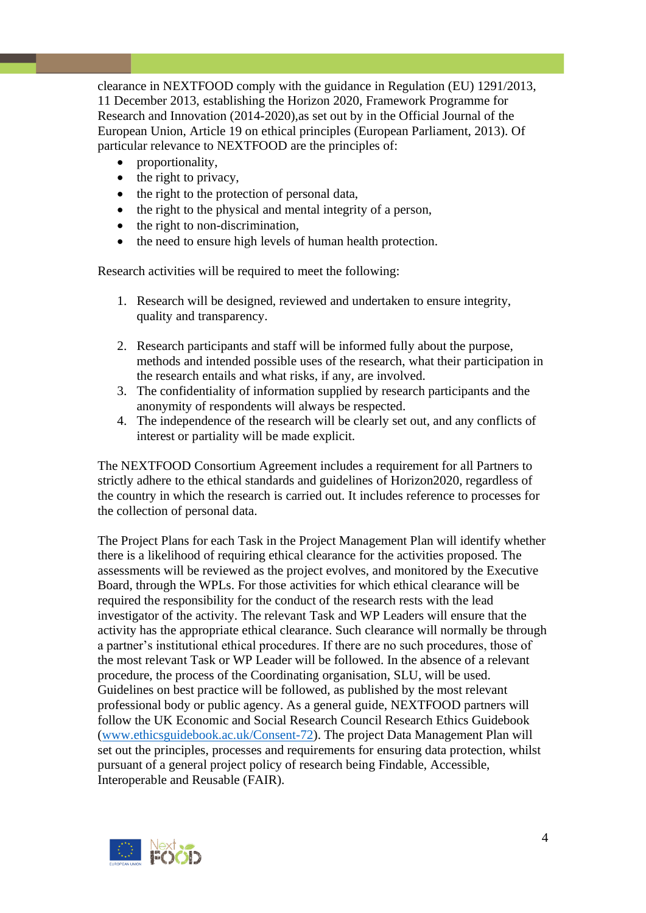clearance in NEXTFOOD comply with the guidance in Regulation (EU) 1291/2013, 11 December 2013, establishing the Horizon 2020, Framework Programme for Research and Innovation (2014-2020),as set out by in the Official Journal of the European Union, Article 19 on ethical principles (European Parliament, 2013). Of particular relevance to NEXTFOOD are the principles of:

- proportionality,
- the right to privacy,
- the right to the protection of personal data,
- the right to the physical and mental integrity of a person,
- the right to non-discrimination,
- the need to ensure high levels of human health protection.

Research activities will be required to meet the following:

1. Research will be designed, reviewed and undertaken to ensure integrity, quality and transparency.
2. Research participants and staff will be informed fully about the purpose, methods and intended possible uses of the research, what their participation in the research entails and what risks, if any, are involved.
3. The confidentiality of information supplied by research participants and the anonymity of respondents will always be respected.
4. The independence of the research will be clearly set out, and any conflicts of interest or partiality will be made explicit.

The NEXTFOOD Consortium Agreement includes a requirement for all Partners to strictly adhere to the ethical standards and guidelines of Horizon2020, regardless of the country in which the research is carried out. It includes reference to processes for the collection of personal data.

The Project Plans for each Task in the Project Management Plan will identify whether there is a likelihood of requiring ethical clearance for the activities proposed. The assessments will be reviewed as the project evolves, and monitored by the Executive Board, through the WPLs. For those activities for which ethical clearance will be required the responsibility for the conduct of the research rests with the lead investigator of the activity. The relevant Task and WP Leaders will ensure that the activity has the appropriate ethical clearance. Such clearance will normally be through a partner's institutional ethical procedures. If there are no such procedures, those of the most relevant Task or WP Leader will be followed. In the absence of a relevant procedure, the process of the Coordinating organisation, SLU, will be used. Guidelines on best practice will be followed, as published by the most relevant professional body or public agency. As a general guide, NEXTFOOD partners will follow the UK Economic and Social Research Council Research Ethics Guidebook (www.ethicsguidebook.ac.uk/Consent-72). The project Data Management Plan will set out the principles, processes and requirements for ensuring data protection, whilst pursuant of a general project policy of research being Findable, Accessible, Interoperable and Reusable (FAIR).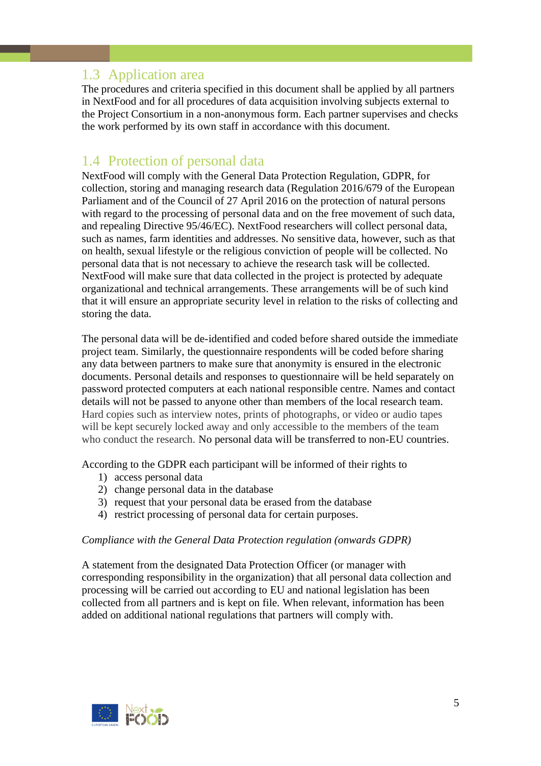## 1.3 Application area

The procedures and criteria specified in this document shall be applied by all partners in NextFood and for all procedures of data acquisition involving subjects external to the Project Consortium in a non-anonymous form. Each partner supervises and checks the work performed by its own staff in accordance with this document.

## 1.4 Protection of personal data

NextFood will comply with the General Data Protection Regulation, GDPR, for collection, storing and managing research data (Regulation 2016/679 of the European Parliament and of the Council of 27 April 2016 on the protection of natural persons with regard to the processing of personal data and on the free movement of such data, and repealing Directive 95/46/EC). NextFood researchers will collect personal data, such as names, farm identities and addresses. No sensitive data, however, such as that on health, sexual lifestyle or the religious conviction of people will be collected. No personal data that is not necessary to achieve the research task will be collected. NextFood will make sure that data collected in the project is protected by adequate organizational and technical arrangements. These arrangements will be of such kind that it will ensure an appropriate security level in relation to the risks of collecting and storing the data.

The personal data will be de-identified and coded before shared outside the immediate project team. Similarly, the questionnaire respondents will be coded before sharing any data between partners to make sure that anonymity is ensured in the electronic documents. Personal details and responses to questionnaire will be held separately on password protected computers at each national responsible centre. Names and contact details will not be passed to anyone other than members of the local research team. Hard copies such as interview notes, prints of photographs, or video or audio tapes will be kept securely locked away and only accessible to the members of the team who conduct the research. No personal data will be transferred to non-EU countries.

According to the GDPR each participant will be informed of their rights to

1) access personal data
2) change personal data in the database
3) request that your personal data be erased from the database
4) restrict processing of personal data for certain purposes.

*Compliance with the General Data Protection regulation (onwards GDPR)*

A statement from the designated Data Protection Officer (or manager with corresponding responsibility in the organization) that all personal data collection and processing will be carried out according to EU and national legislation has been collected from all partners and is kept on file. When relevant, information has been added on additional national regulations that partners will comply with.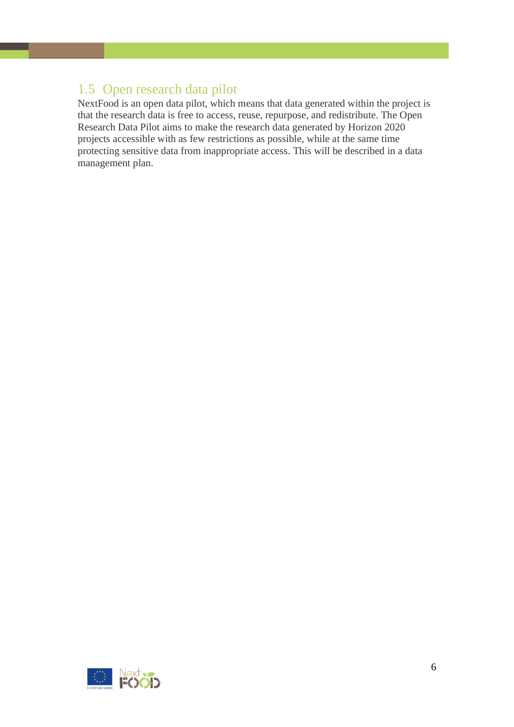## 1.5 Open research data pilot

NextFood is an open data pilot, which means that data generated within the project is that the research data is free to access, reuse, repurpose, and redistribute. The Open Research Data Pilot aims to make the research data generated by Horizon 2020 projects accessible with as few restrictions as possible, while at the same time protecting sensitive data from inappropriate access. This will be described in a data management plan.